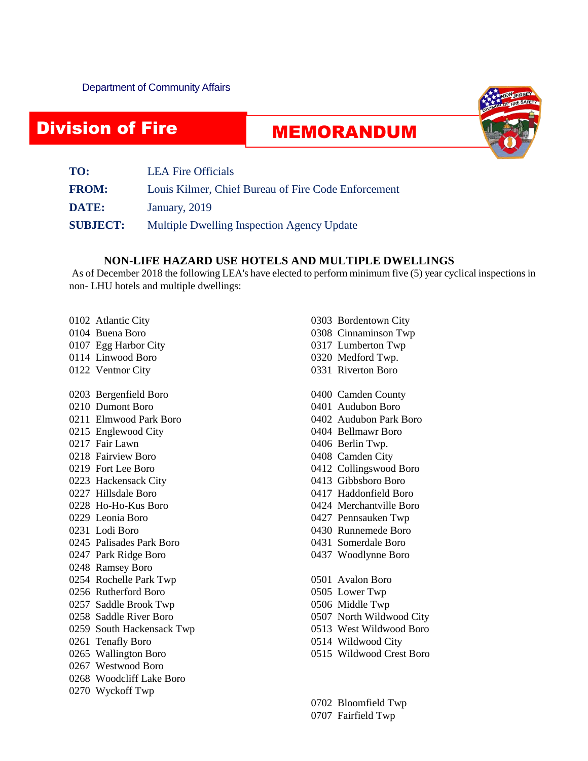Department of Community Affairs

# Division of Fire

## MEMORANDUM

**TO:** LEA Fire Officials

**FROM:** Louis Kilmer, Chief Bureau of Fire Code Enforcement

**DATE:** January, 2019

**SUBJECT:** Multiple Dwelling Inspection Agency Update

### NON-LIFE HAZARD USE HOTELS AND MULTIPLE DWELLINGS

As of December 2018 the following LEA's have elected to perform minimum five (5) year cyclical inspections in non- LHU hotels and multiple dwellings:

0102 Atlantic City
0104 Buena Boro
0107 Egg Harbor City
0114 Linwood Boro
0122 Ventnor City

0203 Bergenfield Boro
0210 Dumont Boro
0211 Elmwood Park Boro
0215 Englewood City
0217 Fair Lawn
0218 Fairview Boro
0219 Fort Lee Boro
0223 Hackensack City
0227 Hillsdale Boro
0228 Ho-Ho-Kus Boro
0229 Leonia Boro
0231 Lodi Boro
0245 Palisades Park Boro
0247 Park Ridge Boro
0248 Ramsey Boro
0254 Rochelle Park Twp
0256 Rutherford Boro
0257 Saddle Brook Twp
0258 Saddle River Boro
0259 South Hackensack Twp
0261 Tenafly Boro
0265 Wallington Boro
0267 Westwood Boro
0268 Woodcliff Lake Boro
0270 Wyckoff Twp

0303 Bordentown City
0308 Cinnaminson Twp
0317 Lumberton Twp
0320 Medford Twp.
0331 Riverton Boro

0400 Camden County
0401 Audubon Boro
0402 Audubon Park Boro
0404 Bellmawr Boro
0406 Berlin Twp.
0408 Camden City
0412 Collingswood Boro
0413 Gibbsboro Boro
0417 Haddonfield Boro
0424 Merchantville Boro
0427 Pennsauken Twp
0430 Runnemede Boro
0431 Somerdale Boro
0437 Woodlynne Boro

0501 Avalon Boro
0505 Lower Twp
0506 Middle Twp
0507 North Wildwood City
0513 West Wildwood Boro
0514 Wildwood City
0515 Wildwood Crest Boro

0702 Bloomfield Twp
0707 Fairfield Twp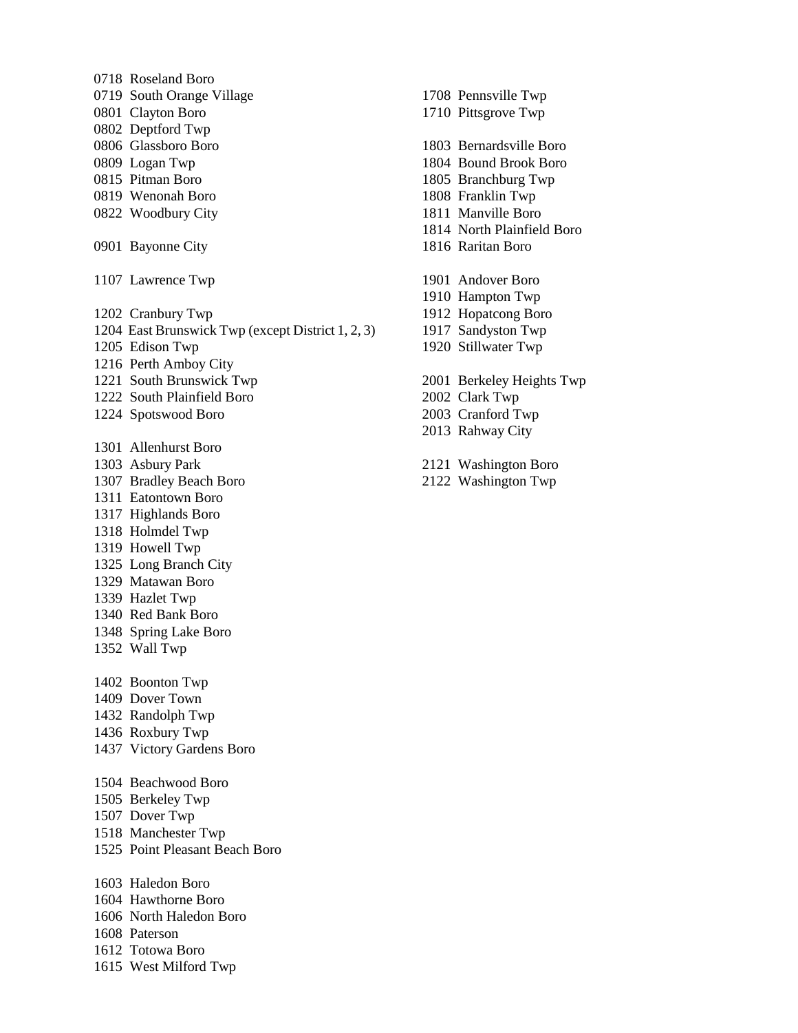0718 Roseland Boro
0719 South Orange Village
0801 Clayton Boro
0802 Deptford Twp
0806 Glassboro Boro
0809 Logan Twp
0815 Pitman Boro
0819 Wenonah Boro
0822 Woodbury City

0901 Bayonne City

1107 Lawrence Twp

1202 Cranbury Twp
1204 East Brunswick Twp (except District 1, 2, 3)
1205 Edison Twp
1216 Perth Amboy City
1221 South Brunswick Twp
1222 South Plainfield Boro
1224 Spotswood Boro

1301 Allenhurst Boro
1303 Asbury Park
1307 Bradley Beach Boro
1311 Eatontown Boro
1317 Highlands Boro
1318 Holmdel Twp
1319 Howell Twp
1325 Long Branch City
1329 Matawan Boro
1339 Hazlet Twp
1340 Red Bank Boro
1348 Spring Lake Boro
1352 Wall Twp

1402 Boonton Twp
1409 Dover Town
1432 Randolph Twp
1436 Roxbury Twp
1437 Victory Gardens Boro

1504 Beachwood Boro
1505 Berkeley Twp
1507 Dover Twp
1518 Manchester Twp
1525 Point Pleasant Beach Boro

1603 Haledon Boro
1604 Hawthorne Boro
1606 North Haledon Boro
1608 Paterson
1612 Totowa Boro
1615 West Milford Twp

1708 Pennsville Twp
1710 Pittsgrove Twp

1803 Bernardsville Boro
1804 Bound Brook Boro
1805 Branchburg Twp
1808 Franklin Twp
1811 Manville Boro
1814 North Plainfield Boro
1816 Raritan Boro

1901 Andover Boro
1910 Hampton Twp
1912 Hopatcong Boro
1917 Sandyston Twp
1920 Stillwater Twp

2001 Berkeley Heights Twp
2002 Clark Twp
2003 Cranford Twp
2013 Rahway City

2121 Washington Boro
2122 Washington Twp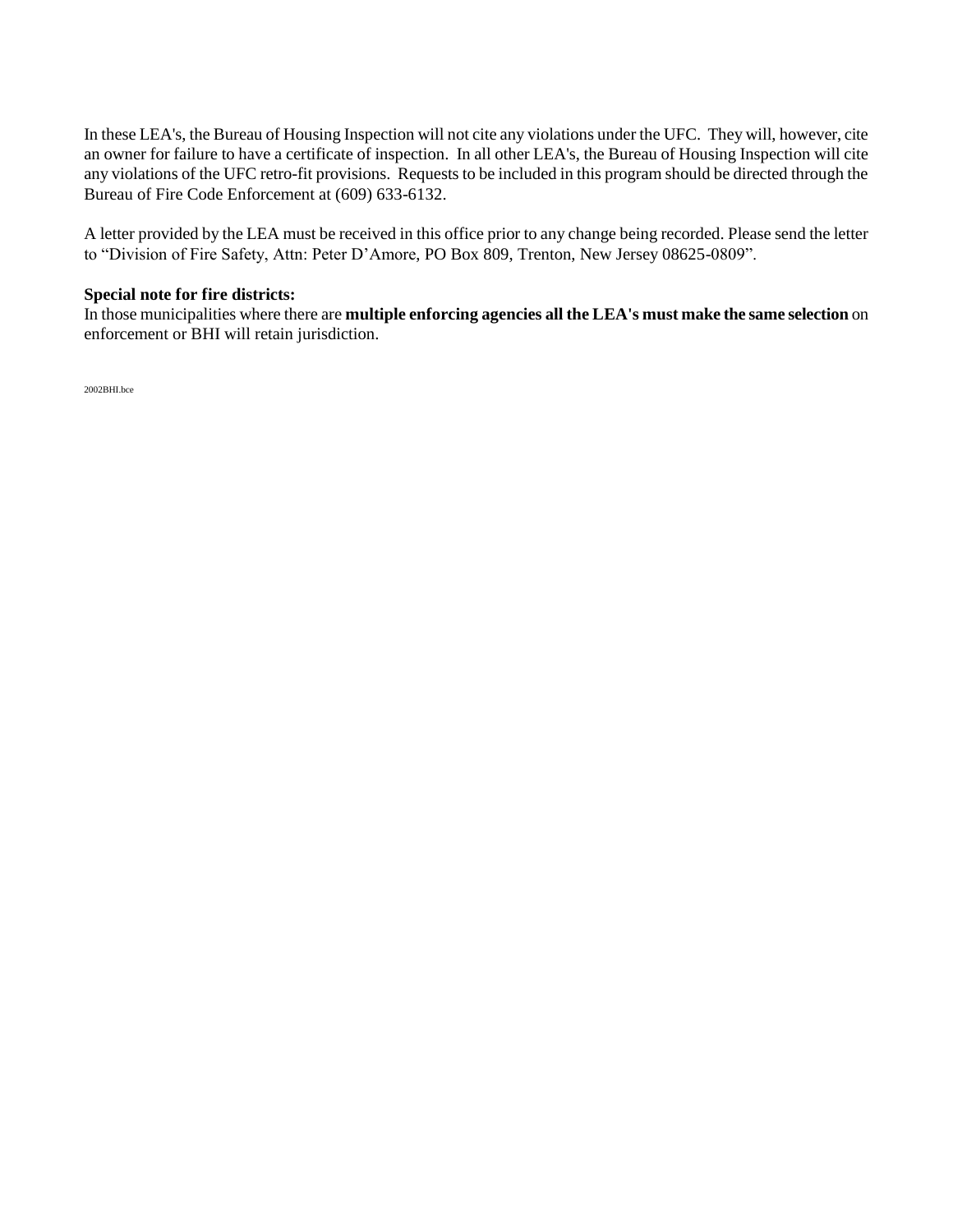In these LEA's, the Bureau of Housing Inspection will not cite any violations under the UFC. They will, however, cite an owner for failure to have a certificate of inspection. In all other LEA's, the Bureau of Housing Inspection will cite any violations of the UFC retro-fit provisions. Requests to be included in this program should be directed through the Bureau of Fire Code Enforcement at (609) 633-6132.

A letter provided by the LEA must be received in this office prior to any change being recorded. Please send the letter to "Division of Fire Safety, Attn: Peter D'Amore, PO Box 809, Trenton, New Jersey 08625-0809".

**Special note for fire districts:**
In those municipalities where there are **multiple enforcing agencies all the LEA's must make the same selection** on enforcement or BHI will retain jurisdiction.

2002BHI.bce